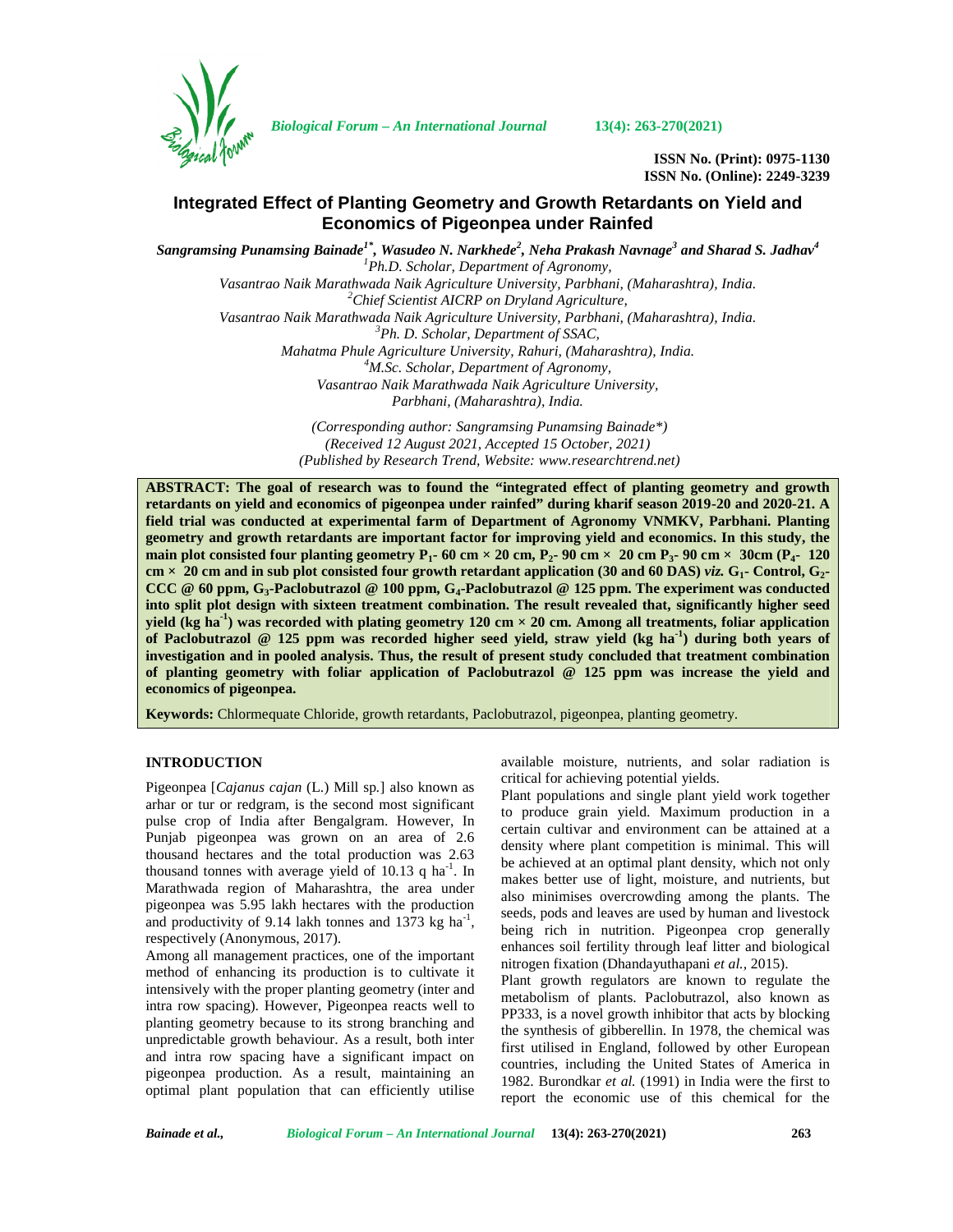# Integrated Effect of Planting Geometry and Growth Retardants on Yield and Economics of Pigeonpea under Rainfed

*Sangramsing Punamsing Bainade[1*], Wasudeo N. Narkhede[2], Neha Prakash Navnage[3] and Sharad S. Jadhav[4]*

[1]*Ph.D. Scholar, Department of Agronomy, Vasantrao Naik Marathwada Naik Agriculture University, Parbhani, (Maharashtra), India.*
[2]*Chief Scientist AICRP on Dryland Agriculture, Vasantrao Naik Marathwada Naik Agriculture University, Parbhani, (Maharashtra), India.*
[3]*Ph. D. Scholar, Department of SSAC, Mahatma Phule Agriculture University, Rahuri, (Maharashtra), India.*
[4]*M.Sc. Scholar, Department of Agronomy, Vasantrao Naik Marathwada Naik Agriculture University, Parbhani, (Maharashtra), India.*

*(Corresponding author: Sangramsing Punamsing Bainade\*)*
*(Received 12 August 2021, Accepted 15 October, 2021)*
*(Published by Research Trend, Website: www.researchtrend.net)*

**ABSTRACT: The goal of research was to found the "integrated effect of planting geometry and growth retardants on yield and economics of pigeonpea under rainfed" during kharif season 2019-20 and 2020-21. A field trial was conducted at experimental farm of Department of Agronomy VNMKV, Parbhani. Planting geometry and growth retardants are important factor for improving yield and economics. In this study, the main plot consisted four planting geometry $P_1$- 60 cm × 20 cm, $P_2$- 90 cm × 20 cm $P_3$- 90 cm × 30cm ($P_4$- 120 cm × 20 cm and in sub plot consisted four growth retardant application (30 and 60 DAS) *viz.* $G_1$- Control, $G_2$- CCC @ 60 ppm, $G_3$-Paclobutrazol @ 100 ppm, $G_4$-Paclobutrazol @ 125 ppm. The experiment was conducted into split plot design with sixteen treatment combination. The result revealed that, significantly higher seed yield (kg $ha^{-1}$) was recorded with plating geometry 120 cm × 20 cm. Among all treatments, foliar application of Paclobutrazol @ 125 ppm was recorded higher seed yield, straw yield (kg $ha^{-1}$) during both years of investigation and in pooled analysis. Thus, the result of present study concluded that treatment combination of planting geometry with foliar application of Paclobutrazol @ 125 ppm was increase the yield and economics of pigeonpea.**

**Keywords:** Chlormequate Chloride, growth retardants, Paclobutrazol, pigeonpea, planting geometry.

## INTRODUCTION

Pigeonpea [*Cajanus cajan* (L.) Mill sp.] also known as arhar or tur or redgram, is the second most significant pulse crop of India after Bengalgram. However, In Punjab pigeonpea was grown on an area of 2.6 thousand hectares and the total production was 2.63 thousand tonnes with average yield of 10.13 q $ha^{-1}$. In Marathwada region of Maharashtra, the area under pigeonpea was 5.95 lakh hectares with the production and productivity of 9.14 lakh tonnes and 1373 kg $ha^{-1}$, respectively (Anonymous, 2017).

Among all management practices, one of the important method of enhancing its production is to cultivate it intensively with the proper planting geometry (inter and intra row spacing). However, Pigeonpea reacts well to planting geometry because to its strong branching and unpredictable growth behaviour. As a result, both inter and intra row spacing have a significant impact on pigeonpea production. As a result, maintaining an optimal plant population that can efficiently utilise available moisture, nutrients, and solar radiation is critical for achieving potential yields.

Plant populations and single plant yield work together to produce grain yield. Maximum production in a certain cultivar and environment can be attained at a density where plant competition is minimal. This will be achieved at an optimal plant density, which not only makes better use of light, moisture, and nutrients, but also minimises overcrowding among the plants. The seeds, pods and leaves are used by human and livestock being rich in nutrition. Pigeonpea crop generally enhances soil fertility through leaf litter and biological nitrogen fixation (Dhandayuthapani *et al.,* 2015).

Plant growth regulators are known to regulate the metabolism of plants. Paclobutrazol, also known as PP333, is a novel growth inhibitor that acts by blocking the synthesis of gibberellin. In 1978, the chemical was first utilised in England, followed by other European countries, including the United States of America in 1982. Burondkar *et al.* (1991) in India were the first to report the economic use of this chemical for the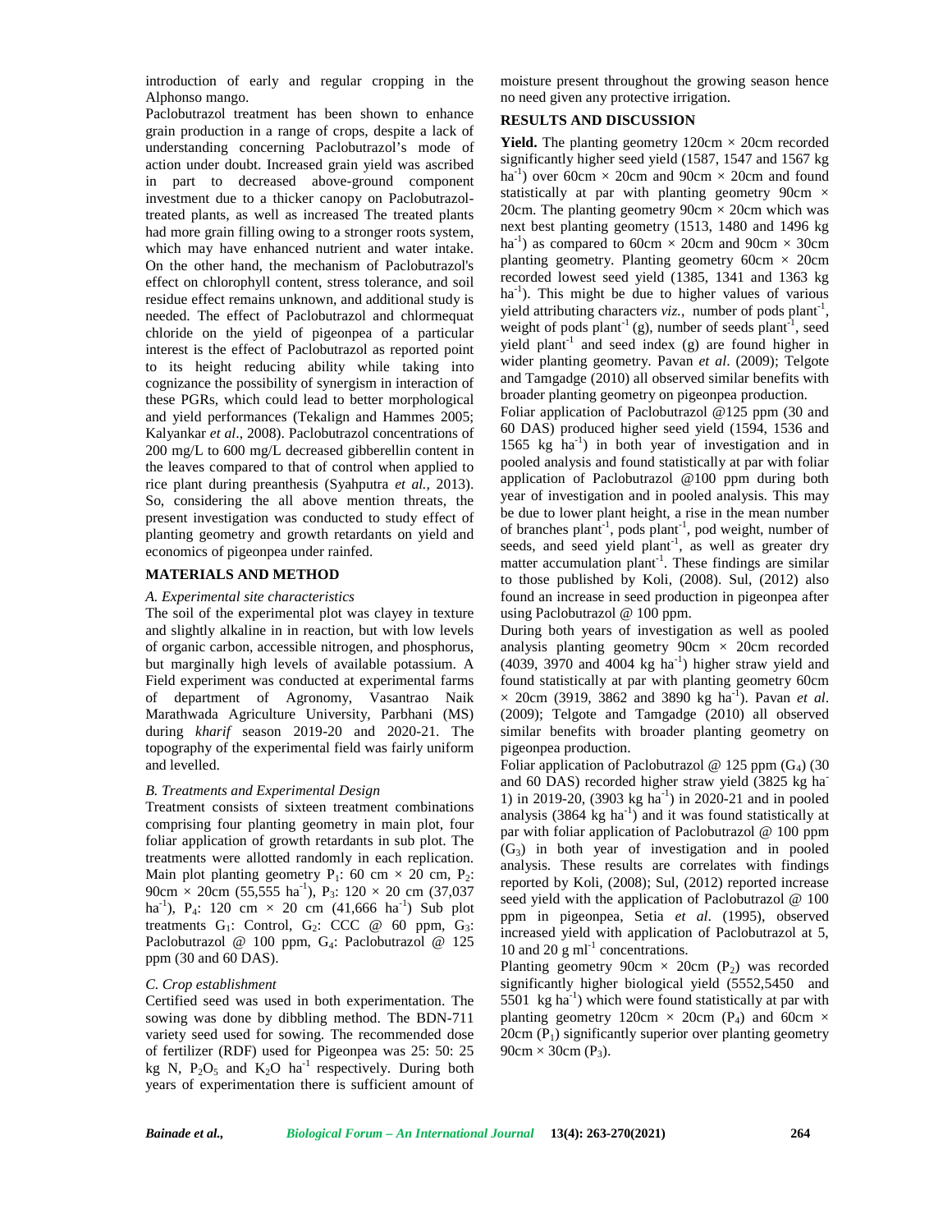introduction of early and regular cropping in the Alphonso mango.

Paclobutrazol treatment has been shown to enhance grain production in a range of crops, despite a lack of understanding concerning Paclobutrazol's mode of action under doubt. Increased grain yield was ascribed in part to decreased above-ground component investment due to a thicker canopy on Paclobutrazol-treated plants, as well as increased The treated plants had more grain filling owing to a stronger roots system, which may have enhanced nutrient and water intake. On the other hand, the mechanism of Paclobutrazol's effect on chlorophyll content, stress tolerance, and soil residue effect remains unknown, and additional study is needed. The effect of Paclobutrazol and chlormequat chloride on the yield of pigeonpea of a particular interest is the effect of Paclobutrazol as reported point to its height reducing ability while taking into cognizance the possibility of synergism in interaction of these PGRs, which could lead to better morphological and yield performances (Tekalign and Hammes 2005; Kalyankar *et al*., 2008). Paclobutrazol concentrations of 200 mg/L to 600 mg/L decreased gibberellin content in the leaves compared to that of control when applied to rice plant during preanthesis (Syahputra *et al.,* 2013). So, considering the all above mention threats, the present investigation was conducted to study effect of planting geometry and growth retardants on yield and economics of pigeonpea under rainfed.

## MATERIALS AND METHOD

### *A. Experimental site characteristics*

The soil of the experimental plot was clayey in texture and slightly alkaline in in reaction, but with low levels of organic carbon, accessible nitrogen, and phosphorus, but marginally high levels of available potassium. A Field experiment was conducted at experimental farms of department of Agronomy, Vasantrao Naik Marathwada Agriculture University, Parbhani (MS) during *kharif* season 2019-20 and 2020-21. The topography of the experimental field was fairly uniform and levelled.

### *B. Treatments and Experimental Design*

Treatment consists of sixteen treatment combinations comprising four planting geometry in main plot, four foliar application of growth retardants in sub plot. The treatments were allotted randomly in each replication. Main plot planting geometry $P_1$: 60 cm × 20 cm, $P_2$: 90cm × 20cm (55,555 ha$^{-1}$), $P_3$: 120 × 20 cm (37,037 ha$^{-1}$), $P_4$: 120 cm × 20 cm (41,666 ha$^{-1}$) Sub plot treatments $G_1$: Control, $G_2$: CCC @ 60 ppm, $G_3$: Paclobutrazol @ 100 ppm, $G_4$: Paclobutrazol @ 125 ppm (30 and 60 DAS).

### *C. Crop establishment*

Certified seed was used in both experimentation. The sowing was done by dibbling method. The BDN-711 variety seed used for sowing. The recommended dose of fertilizer (RDF) used for Pigeonpea was 25: 50: 25 kg N, $P_2O_5$ and $K_2O$ ha$^{-1}$ respectively. During both years of experimentation there is sufficient amount of moisture present throughout the growing season hence no need given any protective irrigation.

## RESULTS AND DISCUSSION

**Yield.** The planting geometry 120cm × 20cm recorded significantly higher seed yield (1587, 1547 and 1567 kg ha$^{-1}$) over 60cm × 20cm and 90cm × 20cm and found statistically at par with planting geometry 90cm × 20cm. The planting geometry 90cm × 20cm which was next best planting geometry (1513, 1480 and 1496 kg ha$^{-1}$) as compared to 60cm × 20cm and 90cm × 30cm planting geometry. Planting geometry 60cm × 20cm recorded lowest seed yield (1385, 1341 and 1363 kg ha$^{-1}$). This might be due to higher values of various yield attributing characters *viz.,* number of pods plant$^{-1}$, weight of pods plant$^{-1}$ (g), number of seeds plant$^{-1}$, seed yield plant$^{-1}$ and seed index (g) are found higher in wider planting geometry. Pavan *et al*. (2009); Telgote and Tamgadge (2010) all observed similar benefits with broader planting geometry on pigeonpea production.

Foliar application of Paclobutrazol @125 ppm (30 and 60 DAS) produced higher seed yield (1594, 1536 and 1565 kg ha$^{-1}$) in both year of investigation and in pooled analysis and found statistically at par with foliar application of Paclobutrazol @100 ppm during both year of investigation and in pooled analysis. This may be due to lower plant height, a rise in the mean number of branches plant$^{-1}$, pods plant$^{-1}$, pod weight, number of seeds, and seed yield plant$^{-1}$, as well as greater dry matter accumulation plant$^{-1}$. These findings are similar to those published by Koli, (2008). Sul, (2012) also found an increase in seed production in pigeonpea after using Paclobutrazol @ 100 ppm.

During both years of investigation as well as pooled analysis planting geometry 90cm × 20cm recorded (4039, 3970 and 4004 kg ha$^{-1}$) higher straw yield and found statistically at par with planting geometry 60cm × 20cm (3919, 3862 and 3890 kg ha$^{-1}$). Pavan *et al*. (2009); Telgote and Tamgadge (2010) all observed similar benefits with broader planting geometry on pigeonpea production.

Foliar application of Paclobutrazol @ 125 ppm ($G_4$) (30 and 60 DAS) recorded higher straw yield (3825 kg ha$^{-1}$) in 2019-20, (3903 kg ha$^{-1}$) in 2020-21 and in pooled analysis (3864 kg ha$^{-1}$) and it was found statistically at par with foliar application of Paclobutrazol @ 100 ppm ($G_3$) in both year of investigation and in pooled analysis. These results are correlates with findings reported by Koli, (2008); Sul, (2012) reported increase seed yield with the application of Paclobutrazol @ 100 ppm in pigeonpea, Setia *et al*. (1995), observed increased yield with application of Paclobutrazol at 5, 10 and 20 g ml$^{-1}$ concentrations.

Planting geometry 90cm × 20cm ($P_2$) was recorded significantly higher biological yield (5552,5450 and 5501 kg ha$^{-1}$) which were found statistically at par with planting geometry 120cm × 20cm ($P_4$) and 60cm × 20cm ($P_1$) significantly superior over planting geometry 90cm × 30cm ($P_3$).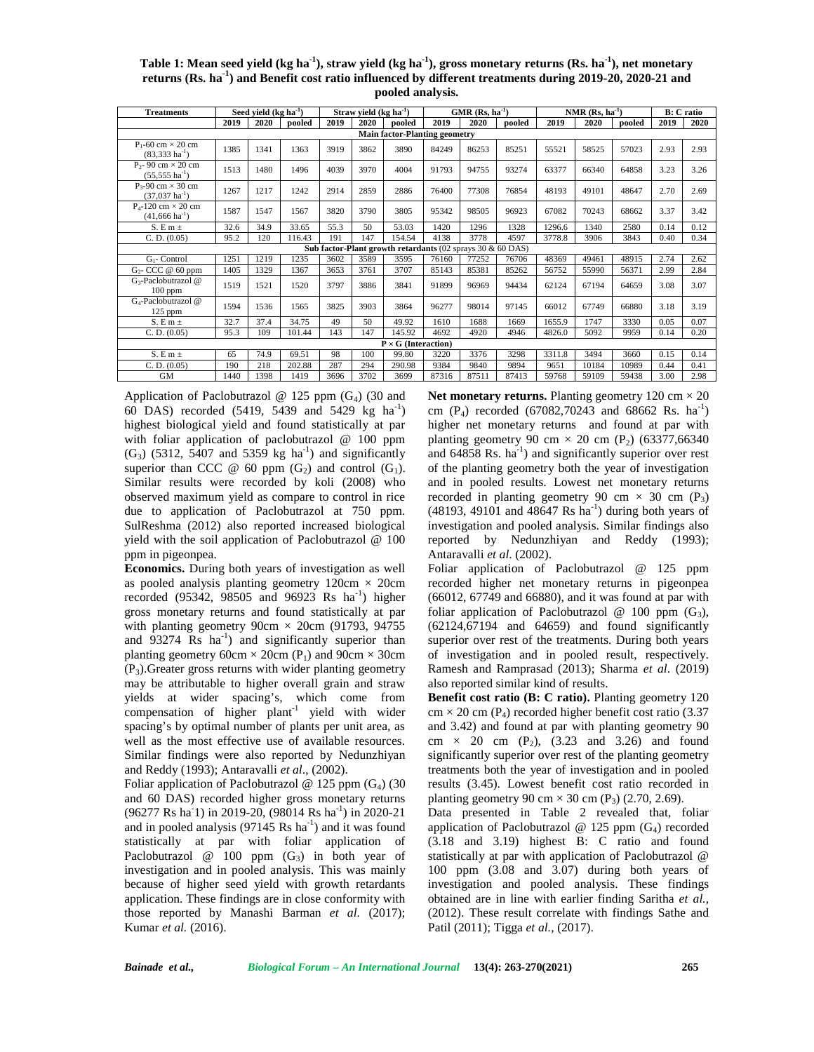**Table 1: Mean seed yield (kg ha$^{-1}$), straw yield (kg ha$^{-1}$), gross monetary returns (Rs. ha$^{-1}$), net monetary returns (Rs. ha$^{-1}$) and Benefit cost ratio influenced by different treatments during 2019-20, 2020-21 and pooled analysis.**

| Treatments | Seed yield (kg ha$^{-1}$) | | | Straw yield (kg ha$^{-1}$) | | | GMR (Rs. ha$^{-1}$) | | | NMR (Rs. ha$^{-1}$) | | | B: C ratio | |
|---|---|---|---|---|---|---|---|---|---|---|---|---|---|---|
| | 2019 | 2020 | pooled | 2019 | 2020 | pooled | 2019 | 2020 | pooled | 2019 | 2020 | pooled | 2019 | 2020 |
| **Main factor-Planting geometry** | | | | | | | | | | | | | | |
| $P_1$-60 cm × 20 cm (83,333 ha$^{-1}$) | 1385 | 1341 | 1363 | 3919 | 3862 | 3890 | 84249 | 86253 | 85251 | 55521 | 58525 | 57023 | 2.93 | 2.93 |
| $P_2$- 90 cm × 20 cm (55,555 ha$^{-1}$) | 1513 | 1480 | 1496 | 4039 | 3970 | 4004 | 91793 | 94755 | 93274 | 63377 | 66340 | 64858 | 3.23 | 3.26 |
| $P_3$-90 cm × 30 cm (37,037 ha$^{-1}$) | 1267 | 1217 | 1242 | 2914 | 2859 | 2886 | 76400 | 77308 | 76854 | 48193 | 49101 | 48647 | 2.70 | 2.69 |
| $P_4$-120 cm × 20 cm (41,666 ha$^{-1}$) | 1587 | 1547 | 1567 | 3820 | 3790 | 3805 | 95342 | 98505 | 96923 | 67082 | 70243 | 68662 | 3.37 | 3.42 |
| S. E m ± | 32.6 | 34.9 | 33.65 | 55.3 | 50 | 53.03 | 1420 | 1296 | 1328 | 1296.6 | 1340 | 2580 | 0.14 | 0.12 |
| C. D. (0.05) | 95.2 | 120 | 116.43 | 191 | 147 | 154.54 | 4138 | 3778 | 4597 | 3778.8 | 3906 | 3843 | 0.40 | 0.34 |
| **Sub factor-Plant growth retardants (02 sprays 30 & 60 DAS)** | | | | | | | | | | | | | | |
| $G_1$- Control | 1251 | 1219 | 1235 | 3602 | 3589 | 3595 | 76160 | 77252 | 76706 | 48369 | 49461 | 48915 | 2.74 | 2.62 |
| $G_2$- CCC @ 60 ppm | 1405 | 1329 | 1367 | 3653 | 3761 | 3707 | 85143 | 85381 | 85262 | 56752 | 55990 | 56371 | 2.99 | 2.84 |
| $G_3$-Paclobutrazol @ 100 ppm | 1519 | 1521 | 1520 | 3797 | 3886 | 3841 | 91899 | 96969 | 94434 | 62124 | 67194 | 64659 | 3.08 | 3.07 |
| $G_4$-Paclobutrazol @ 125 ppm | 1594 | 1536 | 1565 | 3825 | 3903 | 3864 | 96277 | 98014 | 97145 | 66012 | 67749 | 66880 | 3.18 | 3.19 |
| S. E m ± | 32.7 | 37.4 | 34.75 | 49 | 50 | 49.92 | 1610 | 1688 | 1669 | 1655.9 | 1747 | 3330 | 0.05 | 0.07 |
| C. D. (0.05) | 95.3 | 109 | 101.44 | 143 | 147 | 145.92 | 4692 | 4920 | 4946 | 4826.0 | 5092 | 9959 | 0.14 | 0.20 |
| **P × G (Interaction)** | | | | | | | | | | | | | | |
| S. E m ± | 65 | 74.9 | 69.51 | 98 | 100 | 99.80 | 3220 | 3376 | 3298 | 3311.8 | 3494 | 3660 | 0.15 | 0.14 |
| C. D. (0.05) | 190 | 218 | 202.88 | 287 | 294 | 290.98 | 9384 | 9840 | 9894 | 9651 | 10184 | 10989 | 0.44 | 0.41 |
| GM | 1440 | 1398 | 1419 | 3696 | 3702 | 3699 | 87316 | 87511 | 87413 | 59768 | 59109 | 59438 | 3.00 | 2.98 |

Application of Paclobutrazol @ 125 ppm ($G_4$) (30 and 60 DAS) recorded (5419, 5439 and 5429 kg ha$^{-1}$) highest biological yield and found statistically at par with foliar application of paclobutrazol @ 100 ppm ($G_3$) (5312, 5407 and 5359 kg ha$^{-1}$) and significantly superior than CCC @ 60 ppm ($G_2$) and control ($G_1$). Similar results were recorded by koli (2008) who observed maximum yield as compare to control in rice due to application of Paclobutrazol at 750 ppm. SulReshma (2012) also reported increased biological yield with the soil application of Paclobutrazol @ 100 ppm in pigeonpea.

**Economics.** During both years of investigation as well as pooled analysis planting geometry 120cm × 20cm recorded (95342, 98505 and 96923 Rs ha$^{-1}$) higher gross monetary returns and found statistically at par with planting geometry 90cm × 20cm (91793, 94755 and 93274 Rs ha$^{-1}$) and significantly superior than planting geometry 60cm × 20cm ($P_1$) and 90cm × 30cm ($P_3$).Greater gross returns with wider planting geometry may be attributable to higher overall grain and straw yields at wider spacing's, which come from compensation of higher plant$^{-1}$ yield with wider spacing's by optimal number of plants per unit area, as well as the most effective use of available resources. Similar findings were also reported by Nedunzhiyan and Reddy (1993); Antaravalli *et al*., (2002).

Foliar application of Paclobutrazol @ 125 ppm ($G_4$) (30 and 60 DAS) recorded higher gross monetary returns (96277 Rs ha$^{-1}$) in 2019-20, (98014 Rs ha$^{-1}$) in 2020-21 and in pooled analysis (97145 Rs ha$^{-1}$) and it was found statistically at par with foliar application of Paclobutrazol @ 100 ppm ($G_3$) in both year of investigation and in pooled analysis. This was mainly because of higher seed yield with growth retardants application. These findings are in close conformity with those reported by Manashi Barman *et al.* (2017); Kumar *et al.* (2016).

**Net monetary returns.** Planting geometry 120 cm × 20 cm ($P_4$) recorded (67082,70243 and 68662 Rs. ha$^{-1}$) higher net monetary returns and found at par with planting geometry 90 cm × 20 cm ($P_2$) (63377,66340 and 64858 Rs. ha$^{-1}$) and significantly superior over rest of the planting geometry both the year of investigation and in pooled results. Lowest net monetary returns recorded in planting geometry 90 cm × 30 cm ($P_3$) (48193, 49101 and 48647 Rs ha$^{-1}$) during both years of investigation and pooled analysis. Similar findings also reported by Nedunzhiyan and Reddy (1993); Antaravalli *et al.* (2002).

Foliar application of Paclobutrazol @ 125 ppm recorded higher net monetary returns in pigeonpea (66012, 67749 and 66880), and it was found at par with foliar application of Paclobutrazol @ 100 ppm ($G_3$), (62124,67194 and 64659) and found significantly superior over rest of the treatments. During both years of investigation and in pooled result, respectively. Ramesh and Ramprasad (2013); Sharma *et al*. (2019) also reported similar kind of results.

**Benefit cost ratio (B: C ratio).** Planting geometry 120 cm × 20 cm ($P_4$) recorded higher benefit cost ratio (3.37 and 3.42) and found at par with planting geometry 90 cm × 20 cm ($P_2$), (3.23 and 3.26) and found significantly superior over rest of the planting geometry treatments both the year of investigation and in pooled results (3.45). Lowest benefit cost ratio recorded in planting geometry 90 cm × 30 cm ($P_3$) (2.70, 2.69).

Data presented in Table 2 revealed that, foliar application of Paclobutrazol @ 125 ppm ($G_4$) recorded (3.18 and 3.19) highest B: C ratio and found statistically at par with application of Paclobutrazol @ 100 ppm (3.08 and 3.07) during both years of investigation and pooled analysis. These findings obtained are in line with earlier finding Saritha *et al.,* (2012). These result correlate with findings Sathe and Patil (2011); Tigga *et al.,* (2017).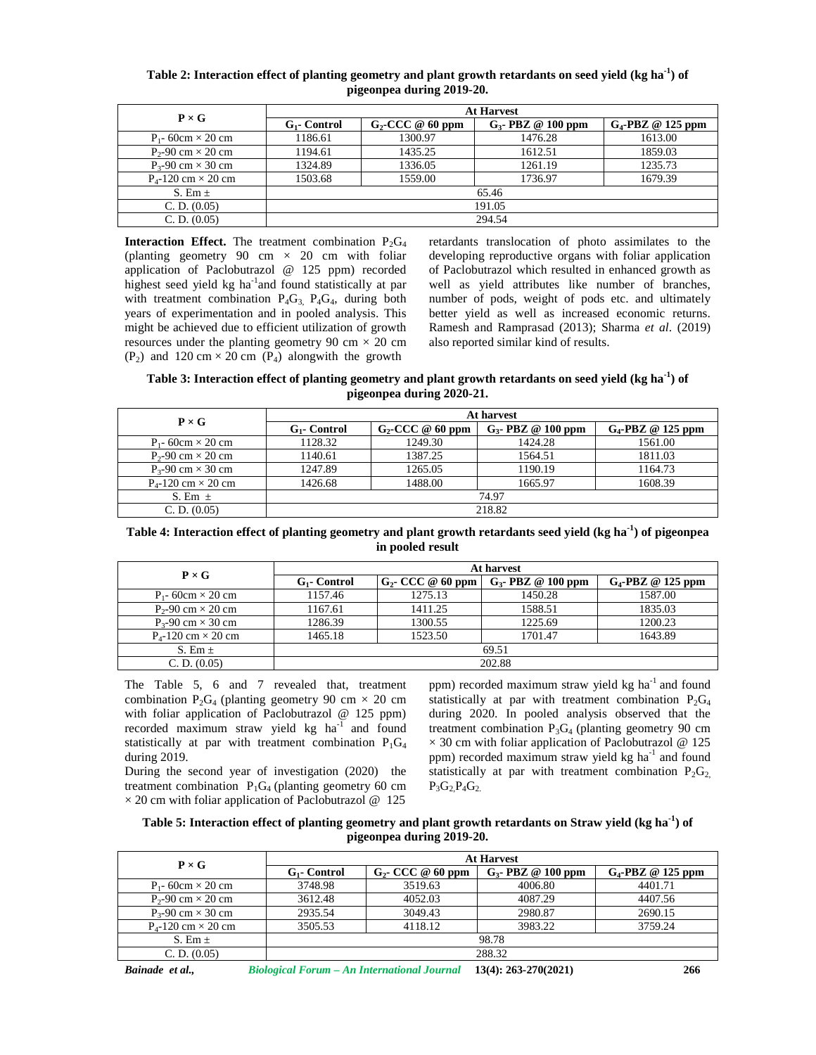**Table 2: Interaction effect of planting geometry and plant growth retardants on seed yield (kg ha$^{-1}$) of pigeonpea during 2019-20.**

| P × G | At Harvest | | | |
|---|---|---|---|---|
| | $G_1$- Control | $G_2$-CCC @ 60 ppm | $G_3$- PBZ @ 100 ppm | $G_4$-PBZ @ 125 ppm |
| $P_1$- 60cm × 20 cm | 1186.61 | 1300.97 | 1476.28 | 1613.00 |
| $P_2$-90 cm × 20 cm | 1194.61 | 1435.25 | 1612.51 | 1859.03 |
| $P_3$-90 cm × 30 cm | 1324.89 | 1336.05 | 1261.19 | 1235.73 |
| $P_4$-120 cm × 20 cm | 1503.68 | 1559.00 | 1736.97 | 1679.39 |
| S. Em ± | 65.46 | | | |
| C. D. (0.05) | 191.05 | | | |
| C. D. (0.05) | 294.54 | | | |

**Interaction Effect.** The treatment combination $P_2G_4$ (planting geometry 90 cm × 20 cm with foliar application of Paclobutrazol @ 125 ppm) recorded highest seed yield kg ha$^{-1}$and found statistically at par with treatment combination $P_4G_3$, $P_4G_4$, during both years of experimentation and in pooled analysis. This might be achieved due to efficient utilization of growth resources under the planting geometry 90 cm × 20 cm ($P_2$) and 120 cm × 20 cm ($P_4$) alongwith the growth retardants translocation of photo assimilates to the developing reproductive organs with foliar application of Paclobutrazol which resulted in enhanced growth as well as yield attributes like number of branches, number of pods, weight of pods etc. and ultimately better yield as well as increased economic returns. Ramesh and Ramprasad (2013); Sharma *et al*. (2019) also reported similar kind of results.

**Table 3: Interaction effect of planting geometry and plant growth retardants on seed yield (kg ha$^{-1}$) of pigeonpea during 2020-21.**

| P × G | At harvest | | | |
|---|---|---|---|---|
| | $G_1$- Control | $G_2$-CCC @ 60 ppm | $G_3$- PBZ @ 100 ppm | $G_4$-PBZ @ 125 ppm |
| $P_1$- 60cm × 20 cm | 1128.32 | 1249.30 | 1424.28 | 1561.00 |
| $P_2$-90 cm × 20 cm | 1140.61 | 1387.25 | 1564.51 | 1811.03 |
| $P_3$-90 cm × 30 cm | 1247.89 | 1265.05 | 1190.19 | 1164.73 |
| $P_4$-120 cm × 20 cm | 1426.68 | 1488.00 | 1665.97 | 1608.39 |
| S. Em ± | 74.97 | | | |
| C. D. (0.05) | 218.82 | | | |

**Table 4: Interaction effect of planting geometry and plant growth retardants seed yield (kg ha$^{-1}$) of pigeonpea in pooled result**

| P × G | At harvest | | | |
|---|---|---|---|---|
| | $G_1$- Control | $G_2$- CCC @ 60 ppm | $G_3$- PBZ @ 100 ppm | $G_4$-PBZ @ 125 ppm |
| $P_1$- 60cm × 20 cm | 1157.46 | 1275.13 | 1450.28 | 1587.00 |
| $P_2$-90 cm × 20 cm | 1167.61 | 1411.25 | 1588.51 | 1835.03 |
| $P_3$-90 cm × 30 cm | 1286.39 | 1300.55 | 1225.69 | 1200.23 |
| $P_4$-120 cm × 20 cm | 1465.18 | 1523.50 | 1701.47 | 1643.89 |
| S. Em ± | 69.51 | | | |
| C. D. (0.05) | 202.88 | | | |

The Table 5, 6 and 7 revealed that, treatment combination $P_2G_4$ (planting geometry 90 cm × 20 cm with foliar application of Paclobutrazol @ 125 ppm) recorded maximum straw yield kg ha$^{-1}$ and found statistically at par with treatment combination $P_1G_4$ during 2019.

During the second year of investigation (2020) the treatment combination $P_1G_4$ (planting geometry 60 cm × 20 cm with foliar application of Paclobutrazol @ 125 ppm) recorded maximum straw yield kg ha$^{-1}$ and found statistically at par with treatment combination $P_2G_4$ during 2020. In pooled analysis observed that the treatment combination $P_3G_4$ (planting geometry 90 cm × 30 cm with foliar application of Paclobutrazol @ 125 ppm) recorded maximum straw yield kg ha$^{-1}$ and found statistically at par with treatment combination $P_2G_2$, $P_3G_2$, $P_4G_2$.

**Table 5: Interaction effect of planting geometry and plant growth retardants on Straw yield (kg ha$^{-1}$) of pigeonpea during 2019-20.**

| P × G | At Harvest | | | |
|---|---|---|---|---|
| | $G_1$- Control | $G_2$- CCC @ 60 ppm | $G_3$- PBZ @ 100 ppm | $G_4$-PBZ @ 125 ppm |
| $P_1$- 60cm × 20 cm | 3748.98 | 3519.63 | 4006.80 | 4401.71 |
| $P_2$-90 cm × 20 cm | 3612.48 | 4052.03 | 4087.29 | 4407.56 |
| $P_3$-90 cm × 30 cm | 2935.54 | 3049.43 | 2980.87 | 2690.15 |
| $P_4$-120 cm × 20 cm | 3505.53 | 4118.12 | 3983.22 | 3759.24 |
| S. Em ± | 98.78 | | | |
| C. D. (0.05) | 288.32 | | | |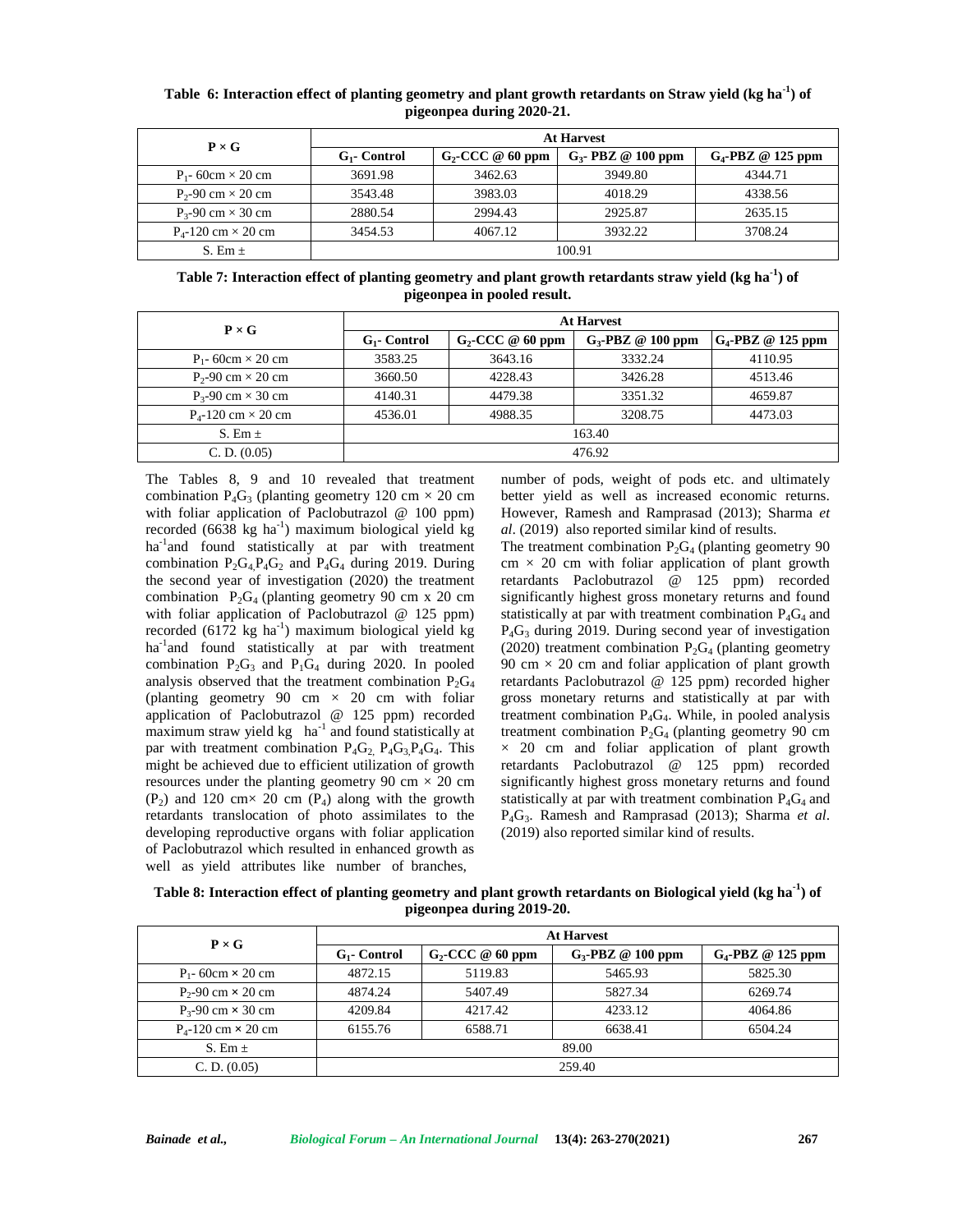**Table 6: Interaction effect of planting geometry and plant growth retardants on Straw yield (kg ha$^{-1}$) of pigeonpea during 2020-21.**

| P × G | At Harvest | | | |
|---|---|---|---|---|
| | $G_1$- Control | $G_2$-CCC @ 60 ppm | $G_3$- PBZ @ 100 ppm | $G_4$-PBZ @ 125 ppm |
| $P_1$- 60cm × 20 cm | 3691.98 | 3462.63 | 3949.80 | 4344.71 |
| $P_2$-90 cm × 20 cm | 3543.48 | 3983.03 | 4018.29 | 4338.56 |
| $P_3$-90 cm × 30 cm | 2880.54 | 2994.43 | 2925.87 | 2635.15 |
| $P_4$-120 cm × 20 cm | 3454.53 | 4067.12 | 3932.22 | 3708.24 |
| S. Em ± | 100.91 | | | |

**Table 7: Interaction effect of planting geometry and plant growth retardants straw yield (kg ha$^{-1}$) of pigeonpea in pooled result.**

| P × G | At Harvest | | | |
|---|---|---|---|---|
| | $G_1$- Control | $G_2$-CCC @ 60 ppm | $G_3$-PBZ @ 100 ppm | $G_4$-PBZ @ 125 ppm |
| $P_1$- 60cm × 20 cm | 3583.25 | 3643.16 | 3332.24 | 4110.95 |
| $P_2$-90 cm × 20 cm | 3660.50 | 4228.43 | 3426.28 | 4513.46 |
| $P_3$-90 cm × 30 cm | 4140.31 | 4479.38 | 3351.32 | 4659.87 |
| $P_4$-120 cm × 20 cm | 4536.01 | 4988.35 | 3208.75 | 4473.03 |
| S. Em ± | 163.40 | | | |
| C. D. (0.05) | 476.92 | | | |

The Tables 8, 9 and 10 revealed that treatment combination $P_4G_3$ (planting geometry 120 cm × 20 cm with foliar application of Paclobutrazol @ 100 ppm) recorded (6638 kg ha$^{-1}$) maximum biological yield kg ha$^{-1}$and found statistically at par with treatment combination $P_2G_4$, $P_4G_2$ and $P_4G_4$ during 2019. During the second year of investigation (2020) the treatment combination $P_2G_4$ (planting geometry 90 cm x 20 cm with foliar application of Paclobutrazol @ 125 ppm) recorded (6172 kg ha$^{-1}$) maximum biological yield kg ha$^{-1}$and found statistically at par with treatment combination $P_2G_3$ and $P_1G_4$ during 2020. In pooled analysis observed that the treatment combination $P_2G_4$ (planting geometry 90 cm × 20 cm with foliar application of Paclobutrazol @ 125 ppm) recorded maximum straw yield kg ha$^{-1}$ and found statistically at par with treatment combination $P_4G_2$, $P_4G_3$, $P_4G_4$. This might be achieved due to efficient utilization of growth resources under the planting geometry 90 cm × 20 cm ($P_2$) and 120 cm× 20 cm ($P_4$) along with the growth retardants translocation of photo assimilates to the developing reproductive organs with foliar application of Paclobutrazol which resulted in enhanced growth as well as yield attributes like number of branches, number of pods, weight of pods etc. and ultimately better yield as well as increased economic returns. However, Ramesh and Ramprasad (2013); Sharma *et al*. (2019) also reported similar kind of results.

The treatment combination $P_2G_4$ (planting geometry 90 cm × 20 cm with foliar application of plant growth retardants Paclobutrazol @ 125 ppm) recorded significantly highest gross monetary returns and found statistically at par with treatment combination $P_4G_4$ and $P_4G_3$ during 2019. During second year of investigation (2020) treatment combination $P_2G_4$ (planting geometry 90 cm × 20 cm and foliar application of plant growth retardants Paclobutrazol @ 125 ppm) recorded higher gross monetary returns and statistically at par with treatment combination $P_4G_4$. While, in pooled analysis treatment combination $P_2G_4$ (planting geometry 90 cm × 20 cm and foliar application of plant growth retardants Paclobutrazol @ 125 ppm) recorded significantly highest gross monetary returns and found statistically at par with treatment combination $P_4G_4$ and $P_4G_3$. Ramesh and Ramprasad (2013); Sharma *et al*. (2019) also reported similar kind of results.

**Table 8: Interaction effect of planting geometry and plant growth retardants on Biological yield (kg ha$^{-1}$) of pigeonpea during 2019-20.**

| P × G | At Harvest | | | |
|---|---|---|---|---|
| | $G_1$- Control | $G_2$-CCC @ 60 ppm | $G_3$-PBZ @ 100 ppm | $G_4$-PBZ @ 125 ppm |
| $P_1$- 60cm × 20 cm | 4872.15 | 5119.83 | 5465.93 | 5825.30 |
| $P_2$-90 cm × 20 cm | 4874.24 | 5407.49 | 5827.34 | 6269.74 |
| $P_3$-90 cm × 30 cm | 4209.84 | 4217.42 | 4233.12 | 4064.86 |
| $P_4$-120 cm × 20 cm | 6155.76 | 6588.71 | 6638.41 | 6504.24 |
| S. Em ± | 89.00 | | | |
| C. D. (0.05) | 259.40 | | | |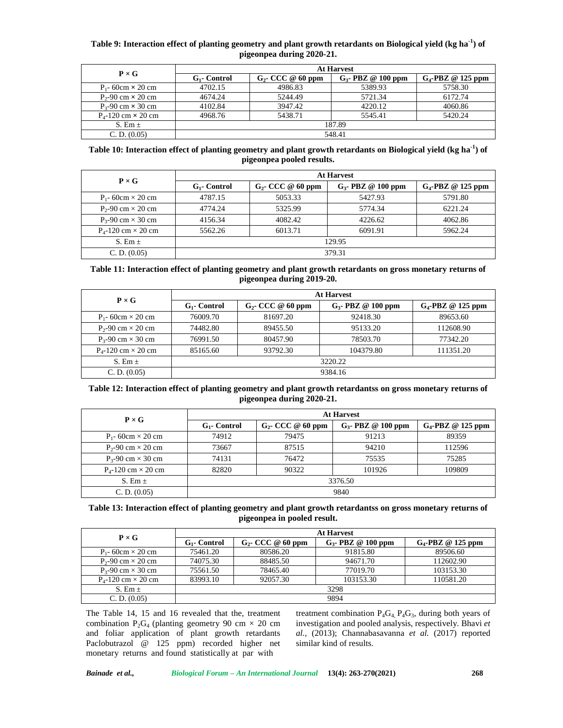**Table 9: Interaction effect of planting geometry and plant growth retardants on Biological yield (kg $ha^{-1}$) of pigeonpea during 2020-21.**

| P × G | At Harvest | | | |
|---|---|---|---|---|
| | $G_1$- Control | $G_2$- CCC @ 60 ppm | $G_3$- PBZ @ 100 ppm | $G_4$-PBZ @ 125 ppm |
| $P_1$- 60cm × 20 cm | 4702.15 | 4986.83 | 5389.93 | 5758.30 |
| $P_2$-90 cm × 20 cm | 4674.24 | 5244.49 | 5721.34 | 6172.74 |
| $P_3$-90 cm × 30 cm | 4102.84 | 3947.42 | 4220.12 | 4060.86 |
| $P_4$-120 cm × 20 cm | 4968.76 | 5438.71 | 5545.41 | 5420.24 |
| S. Em ± | 187.89 | | | |
| C. D. (0.05) | 548.41 | | | |

**Table 10: Interaction effect of planting geometry and plant growth retardants on Biological yield (kg $ha^{-1}$) of pigeonpea pooled results.**

| P × G | At Harvest | | | |
|---|---|---|---|---|
| | $G_1$- Control | $G_2$- CCC @ 60 ppm | $G_3$- PBZ @ 100 ppm | $G_4$-PBZ @ 125 ppm |
| $P_1$- 60cm × 20 cm | 4787.15 | 5053.33 | 5427.93 | 5791.80 |
| $P_2$-90 cm × 20 cm | 4774.24 | 5325.99 | 5774.34 | 6221.24 |
| $P_3$-90 cm × 30 cm | 4156.34 | 4082.42 | 4226.62 | 4062.86 |
| $P_4$-120 cm × 20 cm | 5562.26 | 6013.71 | 6091.91 | 5962.24 |
| S. Em ± | 129.95 | | | |
| C. D. (0.05) | 379.31 | | | |

**Table 11: Interaction effect of planting geometry and plant growth retardants on gross monetary returns of pigeonpea during 2019-20.**

| P × G | At Harvest | | | |
|---|---|---|---|---|
| | $G_1$- Control | $G_2$- CCC @ 60 ppm | $G_3$- PBZ @ 100 ppm | $G_4$-PBZ @ 125 ppm |
| $P_1$- 60cm × 20 cm | 76009.70 | 81697.20 | 92418.30 | 89653.60 |
| $P_2$-90 cm × 20 cm | 74482.80 | 89455.50 | 95133.20 | 112608.90 |
| $P_3$-90 cm × 30 cm | 76991.50 | 80457.90 | 78503.70 | 77342.20 |
| $P_4$-120 cm × 20 cm | 85165.60 | 93792.30 | 104379.80 | 111351.20 |
| S. Em ± | 3220.22 | | | |
| C. D. (0.05) | 9384.16 | | | |

**Table 12: Interaction effect of planting geometry and plant growth retardantss on gross monetary returns of pigeonpea during 2020-21.**

| P × G | At Harvest | | | |
|---|---|---|---|---|
| | $G_1$- Control | $G_2$- CCC @ 60 ppm | $G_3$- PBZ @ 100 ppm | $G_4$-PBZ @ 125 ppm |
| $P_1$- 60cm × 20 cm | 74912 | 79475 | 91213 | 89359 |
| $P_2$-90 cm × 20 cm | 73667 | 87515 | 94210 | 112596 |
| $P_3$-90 cm × 30 cm | 74131 | 76472 | 75535 | 75285 |
| $P_4$-120 cm × 20 cm | 82820 | 90322 | 101926 | 109809 |
| S. Em ± | 3376.50 | | | |
| C. D. (0.05) | 9840 | | | |

**Table 13: Interaction effect of planting geometry and plant growth retardantss on gross monetary returns of pigeonpea in pooled result.**

| P × G | At Harvest | | | |
|---|---|---|---|---|
| | $G_1$- Control | $G_2$- CCC @ 60 ppm | $G_3$- PBZ @ 100 ppm | $G_4$-PBZ @ 125 ppm |
| $P_1$- 60cm × 20 cm | 75461.20 | 80586.20 | 91815.80 | 89506.60 |
| $P_2$-90 cm × 20 cm | 74075.30 | 88485.50 | 94671.70 | 112602.90 |
| $P_3$-90 cm × 30 cm | 75561.50 | 78465.40 | 77019.70 | 103153.30 |
| $P_4$-120 cm × 20 cm | 83993.10 | 92057.30 | 103153.30 | 110581.20 |
| S. Em ± | 3298 | | | |
| C. D. (0.05) | 9894 | | | |

The Table 14, 15 and 16 revealed that the, treatment combination $P_2G_4$ (planting geometry 90 cm × 20 cm and foliar application of plant growth retardants Paclobutrazol @ 125 ppm) recorded higher net monetary returns and found statistically at par with treatment combination $P_4G_4$, $P_4G_3$, during both years of investigation and pooled analysis, respectively. Bhavi *et al.,* (2013); Channabasavanna *et al.* (2017) reported similar kind of results.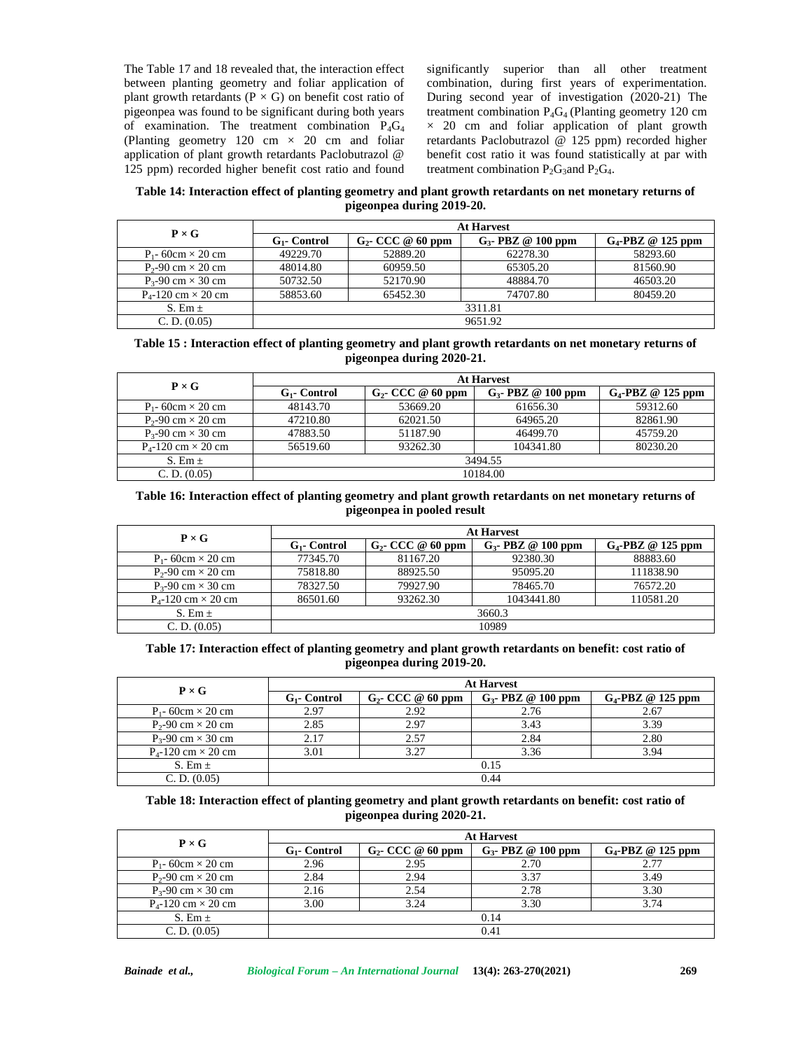The Table 17 and 18 revealed that, the interaction effect between planting geometry and foliar application of plant growth retardants (P × G) on benefit cost ratio of pigeonpea was found to be significant during both years of examination. The treatment combination $P_4G_4$ (Planting geometry 120 cm × 20 cm and foliar application of plant growth retardants Paclobutrazol @ 125 ppm) recorded higher benefit cost ratio and found significantly superior than all other treatment combination, during first years of experimentation. During second year of investigation (2020-21) The treatment combination $P_4G_4$ (Planting geometry 120 cm × 20 cm and foliar application of plant growth retardants Paclobutrazol @ 125 ppm) recorded higher benefit cost ratio it was found statistically at par with treatment combination $P_2G_3$ and $P_2G_4$.

**Table 14: Interaction effect of planting geometry and plant growth retardants on net monetary returns of pigeonpea during 2019-20.**

| P × G | At Harvest | | | |
|---|---|---|---|---|
| | $G_1$- Control | $G_2$- CCC @ 60 ppm | $G_3$- PBZ @ 100 ppm | $G_4$-PBZ @ 125 ppm |
| $P_1$- 60cm × 20 cm | 49229.70 | 52889.20 | 62278.30 | 58293.60 |
| $P_2$-90 cm × 20 cm | 48014.80 | 60959.50 | 65305.20 | 81560.90 |
| $P_3$-90 cm × 30 cm | 50732.50 | 52170.90 | 48884.70 | 46503.20 |
| $P_4$-120 cm × 20 cm | 58853.60 | 65452.30 | 74707.80 | 80459.20 |
| S. Em ± | 3311.81 | | | |
| C. D. (0.05) | 9651.92 | | | |

**Table 15 : Interaction effect of planting geometry and plant growth retardants on net monetary returns of pigeonpea during 2020-21.**

| P × G | At Harvest | | | |
|---|---|---|---|---|
| | $G_1$- Control | $G_2$- CCC @ 60 ppm | $G_3$- PBZ @ 100 ppm | $G_4$-PBZ @ 125 ppm |
| $P_1$- 60cm × 20 cm | 48143.70 | 53669.20 | 61656.30 | 59312.60 |
| $P_2$-90 cm × 20 cm | 47210.80 | 62021.50 | 64965.20 | 82861.90 |
| $P_3$-90 cm × 30 cm | 47883.50 | 51187.90 | 46499.70 | 45759.20 |
| $P_4$-120 cm × 20 cm | 56519.60 | 93262.30 | 104341.80 | 80230.20 |
| S. Em ± | 3494.55 | | | |
| C. D. (0.05) | 10184.00 | | | |

**Table 16: Interaction effect of planting geometry and plant growth retardants on net monetary returns of pigeonpea in pooled result**

| P × G | At Harvest | | | |
|---|---|---|---|---|
| | $G_1$- Control | $G_2$- CCC @ 60 ppm | $G_3$- PBZ @ 100 ppm | $G_4$-PBZ @ 125 ppm |
| $P_1$- 60cm × 20 cm | 77345.70 | 81167.20 | 92380.30 | 88883.60 |
| $P_2$-90 cm × 20 cm | 75818.80 | 88925.50 | 95095.20 | 111838.90 |
| $P_3$-90 cm × 30 cm | 78327.50 | 79927.90 | 78465.70 | 76572.20 |
| $P_4$-120 cm × 20 cm | 86501.60 | 93262.30 | 1043441.80 | 110581.20 |
| S. Em ± | 3660.3 | | | |
| C. D. (0.05) | 10989 | | | |

**Table 17: Interaction effect of planting geometry and plant growth retardants on benefit: cost ratio of pigeonpea during 2019-20.**

| P × G | At Harvest | | | |
|---|---|---|---|---|
| | $G_1$- Control | $G_2$- CCC @ 60 ppm | $G_3$- PBZ @ 100 ppm | $G_4$-PBZ @ 125 ppm |
| $P_1$- 60cm × 20 cm | 2.97 | 2.92 | 2.76 | 2.67 |
| $P_2$-90 cm × 20 cm | 2.85 | 2.97 | 3.43 | 3.39 |
| $P_3$-90 cm × 30 cm | 2.17 | 2.57 | 2.84 | 2.80 |
| $P_4$-120 cm × 20 cm | 3.01 | 3.27 | 3.36 | 3.94 |
| S. Em ± | 0.15 | | | |
| C. D. (0.05) | 0.44 | | | |

**Table 18: Interaction effect of planting geometry and plant growth retardants on benefit: cost ratio of pigeonpea during 2020-21.**

| P × G | At Harvest | | | |
|---|---|---|---|---|
| | $G_1$- Control | $G_2$- CCC @ 60 ppm | $G_3$- PBZ @ 100 ppm | $G_4$-PBZ @ 125 ppm |
| $P_1$- 60cm × 20 cm | 2.96 | 2.95 | 2.70 | 2.77 |
| $P_2$-90 cm × 20 cm | 2.84 | 2.94 | 3.37 | 3.49 |
| $P_3$-90 cm × 30 cm | 2.16 | 2.54 | 2.78 | 3.30 |
| $P_4$-120 cm × 20 cm | 3.00 | 3.24 | 3.30 | 3.74 |
| S. Em ± | 0.14 | | | |
| C. D. (0.05) | 0.41 | | | |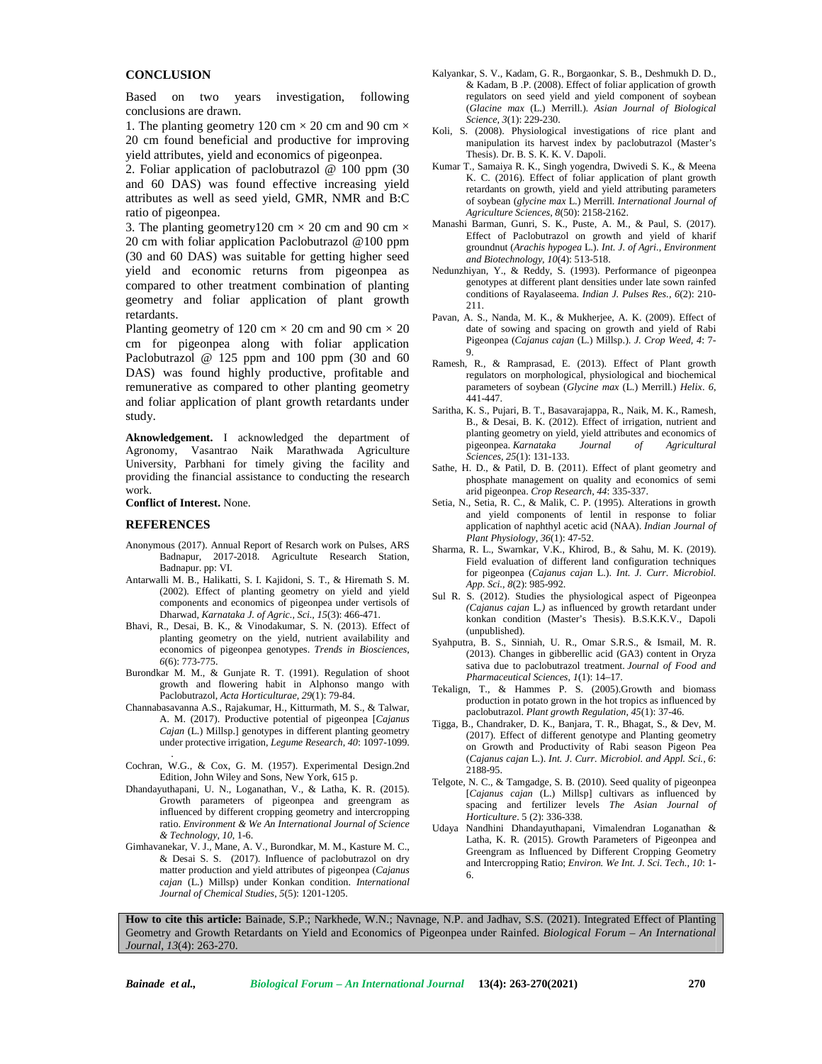## CONCLUSION

Based on two years investigation, following conclusions are drawn.

1. The planting geometry 120 cm × 20 cm and 90 cm × 20 cm found beneficial and productive for improving yield attributes, yield and economics of pigeonpea.
2. Foliar application of paclobutrazol @ 100 ppm (30 and 60 DAS) was found effective increasing yield attributes as well as seed yield, GMR, NMR and B:C ratio of pigeonpea.
3. The planting geometry120 cm × 20 cm and 90 cm × 20 cm with foliar application Paclobutrazol @100 ppm (30 and 60 DAS) was suitable for getting higher seed yield and economic returns from pigeonpea as compared to other treatment combination of planting geometry and foliar application of plant growth retardants.

Planting geometry of 120 cm × 20 cm and 90 cm × 20 cm for pigeonpea along with foliar application Paclobutrazol @ 125 ppm and 100 ppm (30 and 60 DAS) was found highly productive, profitable and remunerative as compared to other planting geometry and foliar application of plant growth retardants under study.

**Aknowledgement.** I acknowledged the department of Agronomy, Vasantrao Naik Marathwada Agriculture University, Parbhani for timely giving the facility and providing the financial assistance to conducting the research work.

**Conflict of Interest.** None.

## REFERENCES

Anonymous (2017). Annual Report of Resarch work on Pulses, ARS Badnapur, 2017-2018. Agricultute Research Station, Badnapur. pp: VI.

Antarwalli M. B., Halikatti, S. I. Kajidoni, S. T., & Hiremath S. M. (2002). Effect of planting geometry on yield and yield components and economics of pigeonpea under vertisols of Dharwad, *Karnataka J. of Agric., Sci., 15*(3): 466-471.

Bhavi, R., Desai, B. K., & Vinodakumar, S. N. (2013). Effect of planting geometry on the yield, nutrient availability and economics of pigeonpea genotypes. *Trends in Biosciences*, *6*(6): 773-775.

Burondkar M. M., & Gunjate R. T. (1991). Regulation of shoot growth and flowering habit in Alphonso mango with Paclobutrazol, *Acta Horticulturae, 29*(1): 79-84.

Channabasavanna A.S., Rajakumar, H., Kitturmath, M. S., & Talwar, A. M. (2017). Productive potential of pigeonpea [*Cajanus Cajan* (L.) Millsp.] genotypes in different planting geometry under protective irrigation, *Legume Research, 40*: 1097-1099.

Cochran, W.G., & Cox, G. M. (1957). Experimental Design.2nd Edition, John Wiley and Sons, New York, 615 p.

Dhandayuthapani, U. N., Loganathan, V., & Latha, K. R. (2015). Growth parameters of pigeonpea and greengram as influenced by different cropping geometry and intercropping ratio. *Environment & We An International Journal of Science & Technology, 10*, 1-6.

Gimhavanekar, V. J., Mane, A. V., Burondkar, M. M., Kasture M. C., & Desai S. S. (2017). Influence of paclobutrazol on dry matter production and yield attributes of pigeonpea (*Cajanus cajan* (L.) Millsp) under Konkan condition. *International Journal of Chemical Studies, 5*(5): 1201-1205.

Kalyankar, S. V., Kadam, G. R., Borgaonkar, S. B., Deshmukh D. D., & Kadam, B .P. (2008). Effect of foliar application of growth regulators on seed yield and yield component of soybean (*Glacine max* (L.) Merrill.). *Asian Journal of Biological Science, 3*(1): 229-230.

Koli, S. (2008). Physiological investigations of rice plant and manipulation its harvest index by paclobutrazol (Master's Thesis). Dr. B. S. K. K. V. Dapoli.

Kumar T., Samaiya R. K., Singh yogendra, Dwivedi S. K., & Meena K. C. (2016). Effect of foliar application of plant growth retardants on growth, yield and yield attributing parameters of soybean (*glycine max* L.) Merrill. *International Journal of Agriculture Sciences, 8*(50): 2158-2162.

Manashi Barman, Gunri, S. K., Puste, A. M., & Paul, S. (2017). Effect of Paclobutrazol on growth and yield of kharif groundnut (*Arachis hypogea* L.). *Int. J. of Agri., Environment and Biotechnology, 10*(4): 513-518.

Nedunzhiyan, Y., & Reddy, S. (1993). Performance of pigeonpea genotypes at different plant densities under late sown rainfed conditions of Rayalaseema. *Indian J. Pulses Res., 6*(2): 210-211.

Pavan, A. S., Nanda, M. K., & Mukherjee, A. K. (2009). Effect of date of sowing and spacing on growth and yield of Rabi Pigeonpea (*Cajanus cajan* (L.) Millsp.). *J. Crop Weed, 4*: 7-9.

Ramesh, R., & Ramprasad, E. (2013). Effect of Plant growth regulators on morphological, physiological and biochemical parameters of soybean (*Glycine max* (L.) Merrill.) *Helix*. *6*, 441-447.

Saritha, K. S., Pujari, B. T., Basavarajappa, R., Naik, M. K., Ramesh, B., & Desai, B. K. (2012). Effect of irrigation, nutrient and planting geometry on yield, yield attributes and economics of pigeonpea. *Karnataka Journal of Agricultural Sciences, 25*(1): 131-133.

Sathe, H. D., & Patil, D. B. (2011). Effect of plant geometry and phosphate management on quality and economics of semi arid pigeonpea. *Crop Research, 44*: 335-337.

Setia, N., Setia, R. C., & Malik, C. P. (1995). Alterations in growth and yield components of lentil in response to foliar application of naphthyl acetic acid (NAA). *Indian Journal of Plant Physiology, 36*(1): 47-52.

Sharma, R. L., Swarnkar, V.K., Khirod, B., & Sahu, M. K. (2019). Field evaluation of different land configuration techniques for pigeonpea (*Cajanus cajan* L.). *Int. J. Curr. Microbiol. App. Sci., 8*(2): 985-992.

Sul R. S. (2012). Studies the physiological aspect of Pigeonpea *(Cajanus cajan* L.*)* as influenced by growth retardant under konkan condition (Master's Thesis). B.S.K.K.V., Dapoli (unpublished).

Syahputra, B. S., Sinniah, U. R., Omar S.R.S., & Ismail, M. R. (2013). Changes in gibberellic acid (GA3) content in Oryza sativa due to paclobutrazol treatment. *Journal of Food and Pharmaceutical Sciences, 1*(1): 14–17.

Tekalign, T., & Hammes P. S. (2005).Growth and biomass production in potato grown in the hot tropics as influenced by paclobutrazol. *Plant growth Regulation, 45*(1): 37-46.

Tigga, B., Chandraker, D. K., Banjara, T. R., Bhagat, S., & Dev, M. (2017). Effect of different genotype and Planting geometry on Growth and Productivity of Rabi season Pigeon Pea (*Cajanus cajan* L.). *Int. J. Curr. Microbiol. and Appl. Sci., 6*: 2188-95.

Telgote, N. C., & Tamgadge, S. B. (2010). Seed quality of pigeonpea [*Cajanus cajan* (L.) Millsp] cultivars as influenced by spacing and fertilizer levels *The Asian Journal of Horticulture*. 5 (2): 336-338.

Udaya Nandhini Dhandayuthapani, Vimalendran Loganathan & Latha, K. R. (2015). Growth Parameters of Pigeonpea and Greengram as Influenced by Different Cropping Geometry and Intercropping Ratio; *Environ. We Int. J. Sci. Tech., 10*: 1-6.

**How to cite this article:** Bainade, S.P.; Narkhede, W.N.; Navnage, N.P. and Jadhav, S.S. (2021). Integrated Effect of Planting Geometry and Growth Retardants on Yield and Economics of Pigeonpea under Rainfed. *Biological Forum – An International Journal*, *13*(4): 263-270.